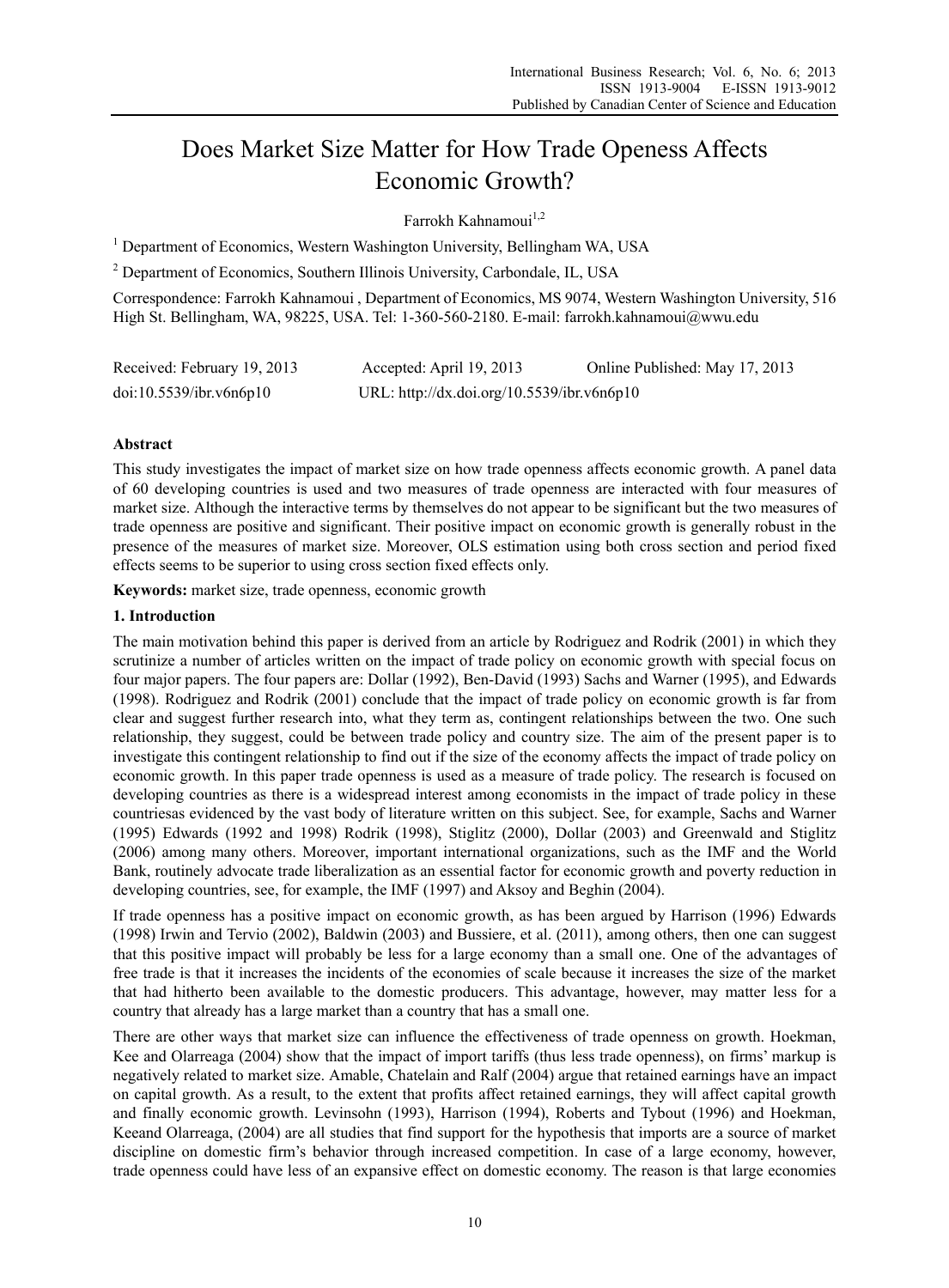# Does Market Size Matter for How Trade Openess Affects Economic Growth?

Farrokh Kahnamoui[1,2]

[1] Department of Economics, Western Washington University, Bellingham WA, USA

[2] Department of Economics, Southern Illinois University, Carbondale, IL, USA

Correspondence: Farrokh Kahnamoui , Department of Economics, MS 9074, Western Washington University, 516 High St. Bellingham, WA, 98225, USA. Tel: 1-360-560-2180. E-mail: farrokh.kahnamoui@wwu.edu

Received: February 19, 2013 Accepted: April 19, 2013 Online Published: May 17, 2013

doi:10.5539/ibr.v6n6p10 URL: http://dx.doi.org/10.5539/ibr.v6n6p10

## Abstract

This study investigates the impact of market size on how trade openness affects economic growth. A panel data of 60 developing countries is used and two measures of trade openness are interacted with four measures of market size. Although the interactive terms by themselves do not appear to be significant but the two measures of trade openness are positive and significant. Their positive impact on economic growth is generally robust in the presence of the measures of market size. Moreover, OLS estimation using both cross section and period fixed effects seems to be superior to using cross section fixed effects only.

**Keywords:** market size, trade openness, economic growth

## 1. Introduction

The main motivation behind this paper is derived from an article by Rodriguez and Rodrik (2001) in which they scrutinize a number of articles written on the impact of trade policy on economic growth with special focus on four major papers. The four papers are: Dollar (1992), Ben-David (1993) Sachs and Warner (1995), and Edwards (1998). Rodriguez and Rodrik (2001) conclude that the impact of trade policy on economic growth is far from clear and suggest further research into, what they term as, contingent relationships between the two. One such relationship, they suggest, could be between trade policy and country size. The aim of the present paper is to investigate this contingent relationship to find out if the size of the economy affects the impact of trade policy on economic growth. In this paper trade openness is used as a measure of trade policy. The research is focused on developing countries as there is a widespread interest among economists in the impact of trade policy in these countriesas evidenced by the vast body of literature written on this subject. See, for example, Sachs and Warner (1995) Edwards (1992 and 1998) Rodrik (1998), Stiglitz (2000), Dollar (2003) and Greenwald and Stiglitz (2006) among many others. Moreover, important international organizations, such as the IMF and the World Bank, routinely advocate trade liberalization as an essential factor for economic growth and poverty reduction in developing countries, see, for example, the IMF (1997) and Aksoy and Beghin (2004).

If trade openness has a positive impact on economic growth, as has been argued by Harrison (1996) Edwards (1998) Irwin and Tervio (2002), Baldwin (2003) and Bussiere, et al. (2011), among others, then one can suggest that this positive impact will probably be less for a large economy than a small one. One of the advantages of free trade is that it increases the incidents of the economies of scale because it increases the size of the market that had hitherto been available to the domestic producers. This advantage, however, may matter less for a country that already has a large market than a country that has a small one.

There are other ways that market size can influence the effectiveness of trade openness on growth. Hoekman, Kee and Olarreaga (2004) show that the impact of import tariffs (thus less trade openness), on firms' markup is negatively related to market size. Amable, Chatelain and Ralf (2004) argue that retained earnings have an impact on capital growth. As a result, to the extent that profits affect retained earnings, they will affect capital growth and finally economic growth. Levinsohn (1993), Harrison (1994), Roberts and Tybout (1996) and Hoekman, Keeand Olarreaga, (2004) are all studies that find support for the hypothesis that imports are a source of market discipline on domestic firm's behavior through increased competition. In case of a large economy, however, trade openness could have less of an expansive effect on domestic economy. The reason is that large economies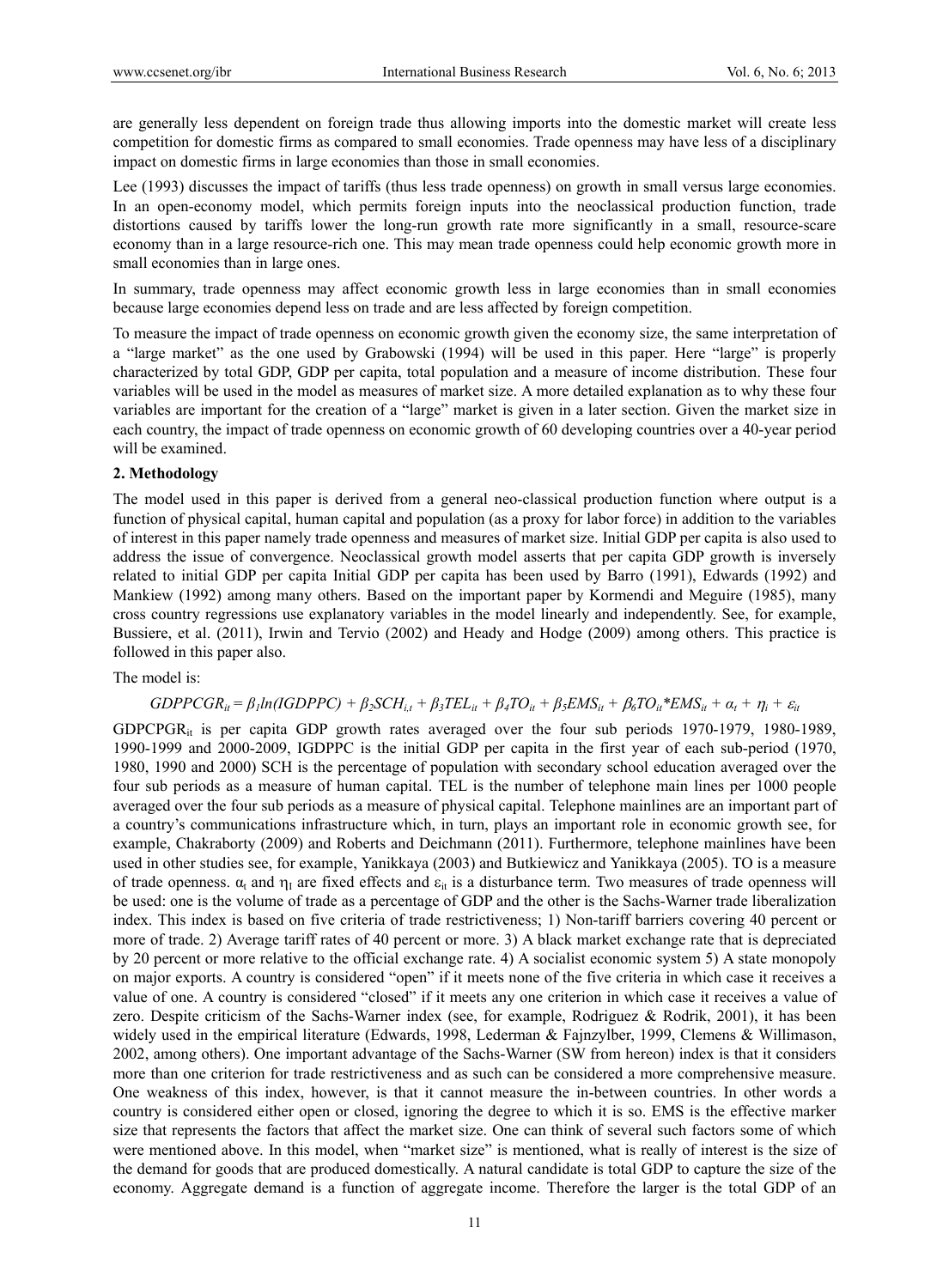are generally less dependent on foreign trade thus allowing imports into the domestic market will create less competition for domestic firms as compared to small economies. Trade openness may have less of a disciplinary impact on domestic firms in large economies than those in small economies.

Lee (1993) discusses the impact of tariffs (thus less trade openness) on growth in small versus large economies. In an open-economy model, which permits foreign inputs into the neoclassical production function, trade distortions caused by tariffs lower the long-run growth rate more significantly in a small, resource-scare economy than in a large resource-rich one. This may mean trade openness could help economic growth more in small economies than in large ones.

In summary, trade openness may affect economic growth less in large economies than in small economies because large economies depend less on trade and are less affected by foreign competition.

To measure the impact of trade openness on economic growth given the economy size, the same interpretation of a "large market" as the one used by Grabowski (1994) will be used in this paper. Here "large" is properly characterized by total GDP, GDP per capita, total population and a measure of income distribution. These four variables will be used in the model as measures of market size. A more detailed explanation as to why these four variables are important for the creation of a "large" market is given in a later section. Given the market size in each country, the impact of trade openness on economic growth of 60 developing countries over a 40-year period will be examined.

## 2. Methodology

The model used in this paper is derived from a general neo-classical production function where output is a function of physical capital, human capital and population (as a proxy for labor force) in addition to the variables of interest in this paper namely trade openness and measures of market size. Initial GDP per capita is also used to address the issue of convergence. Neoclassical growth model asserts that per capita GDP growth is inversely related to initial GDP per capita Initial GDP per capita has been used by Barro (1991), Edwards (1992) and Mankiew (1992) among many others. Based on the important paper by Kormendi and Meguire (1985), many cross country regressions use explanatory variables in the model linearly and independently. See, for example, Bussiere, et al. (2011), Irwin and Tervio (2002) and Heady and Hodge (2009) among others. This practice is followed in this paper also.

The model is:

$$GDPPCGR_{it} = \beta_1 ln(IGDPPC) + \beta_2 SCH_{i,t} + \beta_3 TEL_{it} + \beta_4 TO_{it} + \beta_5 EMS_{it} + \beta_6 TO_{it}*EMS_{it} + \alpha_t + \eta_i + \varepsilon_{it}$$

$GDPCPGR_{it}$ is per capita GDP growth rates averaged over the four sub periods 1970-1979, 1980-1989, 1990-1999 and 2000-2009, IGDPPC is the initial GDP per capita in the first year of each sub-period (1970, 1980, 1990 and 2000) SCH is the percentage of population with secondary school education averaged over the four sub periods as a measure of human capital. TEL is the number of telephone main lines per 1000 people averaged over the four sub periods as a measure of physical capital. Telephone mainlines are an important part of a country's communications infrastructure which, in turn, plays an important role in economic growth see, for example, Chakraborty (2009) and Roberts and Deichmann (2011). Furthermore, telephone mainlines have been used in other studies see, for example, Yanikkaya (2003) and Butkiewicz and Yanikkaya (2005). TO is a measure of trade openness. $\alpha_t$ and $\eta_I$ are fixed effects and $\varepsilon_{it}$ is a disturbance term. Two measures of trade openness will be used: one is the volume of trade as a percentage of GDP and the other is the Sachs-Warner trade liberalization index. This index is based on five criteria of trade restrictiveness; 1) Non-tariff barriers covering 40 percent or more of trade. 2) Average tariff rates of 40 percent or more. 3) A black market exchange rate that is depreciated by 20 percent or more relative to the official exchange rate. 4) A socialist economic system 5) A state monopoly on major exports. A country is considered "open" if it meets none of the five criteria in which case it receives a value of one. A country is considered "closed" if it meets any one criterion in which case it receives a value of zero. Despite criticism of the Sachs-Warner index (see, for example, Rodriguez & Rodrik, 2001), it has been widely used in the empirical literature (Edwards, 1998, Lederman & Fajnzylber, 1999, Clemens & Willimason, 2002, among others). One important advantage of the Sachs-Warner (SW from hereon) index is that it considers more than one criterion for trade restrictiveness and as such can be considered a more comprehensive measure. One weakness of this index, however, is that it cannot measure the in-between countries. In other words a country is considered either open or closed, ignoring the degree to which it is so. EMS is the effective marker size that represents the factors that affect the market size. One can think of several such factors some of which were mentioned above. In this model, when "market size" is mentioned, what is really of interest is the size of the demand for goods that are produced domestically. A natural candidate is total GDP to capture the size of the economy. Aggregate demand is a function of aggregate income. Therefore the larger is the total GDP of an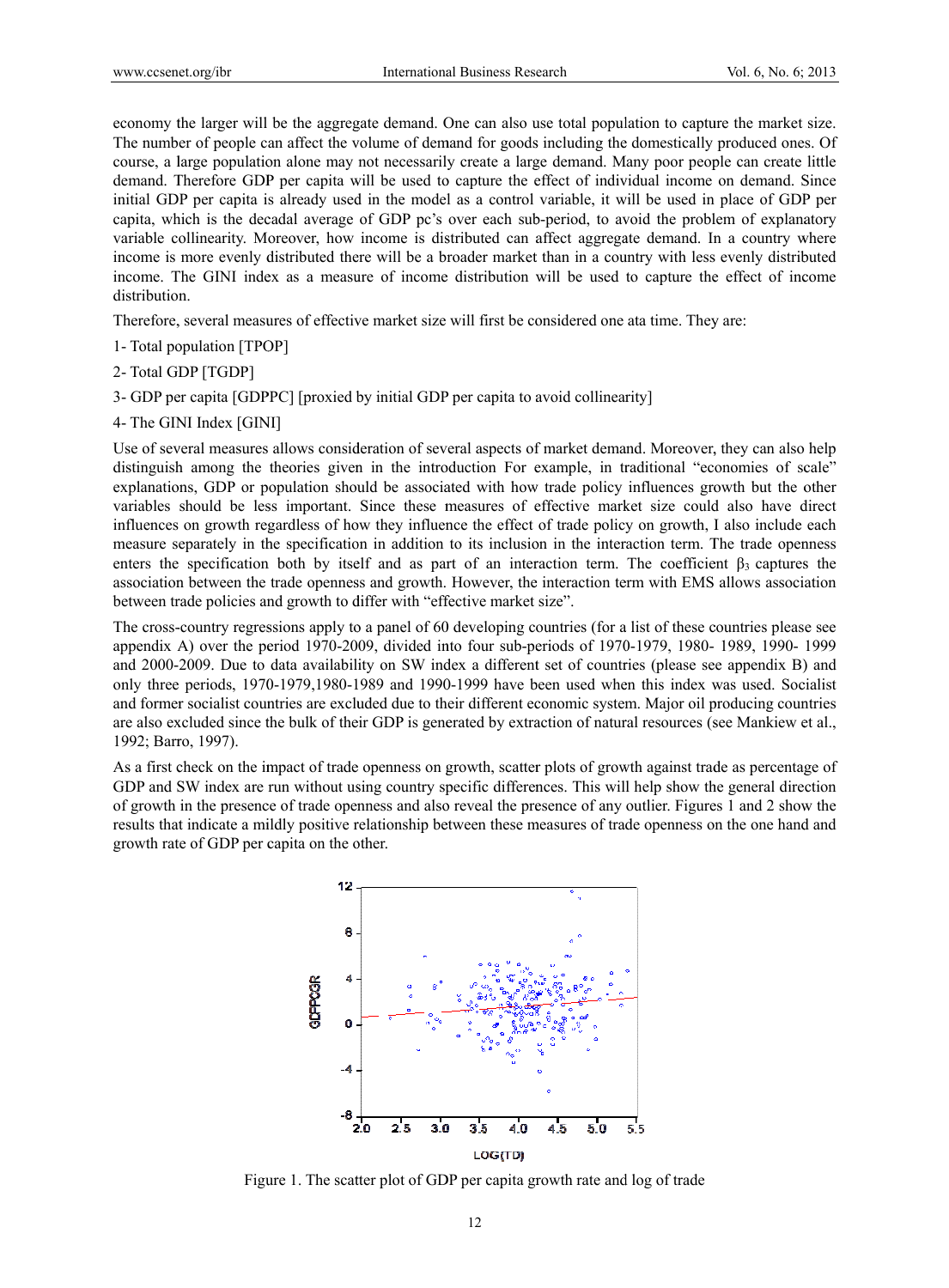economy the larger will be the aggregate demand. One can also use total population to capture the market size. The number of people can affect the volume of demand for goods including the domestically produced ones. Of course, a large population alone may not necessarily create a large demand. Many poor people can create little demand. Therefore GDP per capita will be used to capture the effect of individual income on demand. Since initial GDP per capita is already used in the model as a control variable, it will be used in place of GDP per capita, which is the decadal average of GDP pc's over each sub-period, to avoid the problem of explanatory variable collinearity. Moreover, how income is distributed can affect aggregate demand. In a country where income is more evenly distributed there will be a broader market than in a country with less evenly distributed income. The GINI index as a measure of income distribution will be used to capture the effect of income distribution.

Therefore, several measures of effective market size will first be considered one ata time. They are:

1- Total population [TPOP]

2- Total GDP [TGDP]

3- GDP per capita [GDPPC] [proxied by initial GDP per capita to avoid collinearity]

4- The GINI Index [GINI]

Use of several measures allows consideration of several aspects of market demand. Moreover, they can also help distinguish among the theories given in the introduction For example, in traditional "economies of scale" explanations, GDP or population should be associated with how trade policy influences growth but the other variables should be less important. Since these measures of effective market size could also have direct influences on growth regardless of how they influence the effect of trade policy on growth, I also include each measure separately in the specification in addition to its inclusion in the interaction term. The trade openness enters the specification both by itself and as part of an interaction term. The coefficient $\beta_3$ captures the association between the trade openness and growth. However, the interaction term with EMS allows association between trade policies and growth to differ with "effective market size".

The cross-country regressions apply to a panel of 60 developing countries (for a list of these countries please see appendix A) over the period 1970-2009, divided into four sub-periods of 1970-1979, 1980- 1989, 1990- 1999 and 2000-2009. Due to data availability on SW index a different set of countries (please see appendix B) and only three periods, 1970-1979,1980-1989 and 1990-1999 have been used when this index was used. Socialist and former socialist countries are excluded due to their different economic system. Major oil producing countries are also excluded since the bulk of their GDP is generated by extraction of natural resources (see Mankiew et al., 1992; Barro, 1997).

As a first check on the impact of trade openness on growth, scatter plots of growth against trade as percentage of GDP and SW index are run without using country specific differences. This will help show the general direction of growth in the presence of trade openness and also reveal the presence of any outlier. Figures 1 and 2 show the results that indicate a mildly positive relationship between these measures of trade openness on the one hand and growth rate of GDP per capita on the other.

Figure 1. The scatter plot of GDP per capita growth rate and log of trade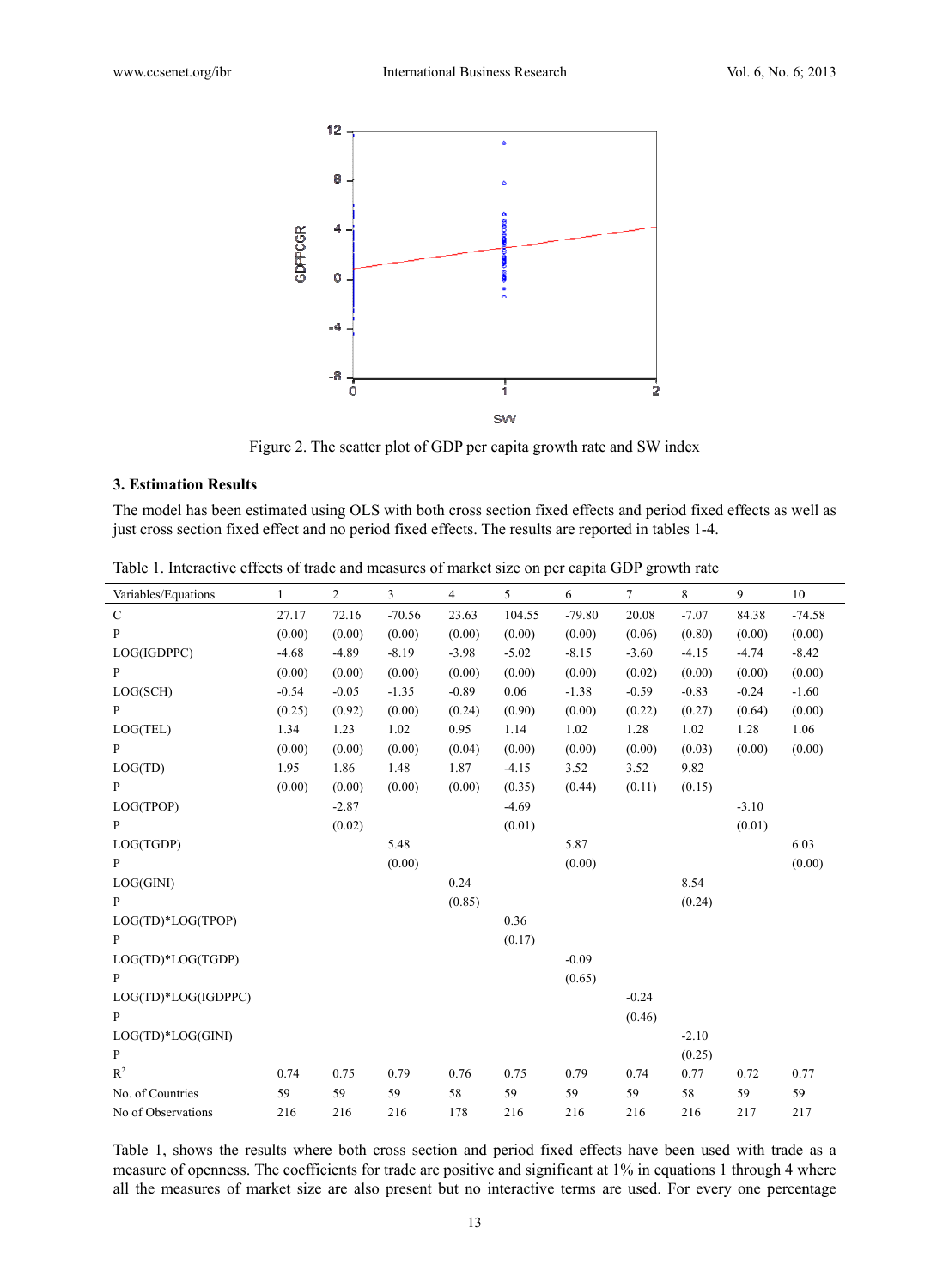Figure 2. The scatter plot of GDP per capita growth rate and SW index

### 3. Estimation Results

The model has been estimated using OLS with both cross section fixed effects and period fixed effects as well as just cross section fixed effect and no period fixed effects. The results are reported in tables 1-4.

Table 1. Interactive effects of trade and measures of market size on per capita GDP growth rate

| Variables/Equations | 1 | 2 | 3 | 4 | 5 | 6 | 7 | 8 | 9 | 10 |
|---|---|---|---|---|---|---|---|---|---|---|
| C | 27.17 | 72.16 | -70.56 | 23.63 | 104.55 | -79.80 | 20.08 | -7.07 | 84.38 | -74.58 |
| P | (0.00) | (0.00) | (0.00) | (0.00) | (0.00) | (0.00) | (0.06) | (0.80) | (0.00) | (0.00) |
| LOG(IGDPPC) | -4.68 | -4.89 | -8.19 | -3.98 | -5.02 | -8.15 | -3.60 | -4.15 | -4.74 | -8.42 |
| P | (0.00) | (0.00) | (0.00) | (0.00) | (0.00) | (0.00) | (0.02) | (0.00) | (0.00) | (0.00) |
| LOG(SCH) | -0.54 | -0.05 | -1.35 | -0.89 | 0.06 | -1.38 | -0.59 | -0.83 | -0.24 | -1.60 |
| P | (0.25) | (0.92) | (0.00) | (0.24) | (0.90) | (0.00) | (0.22) | (0.27) | (0.64) | (0.00) |
| LOG(TEL) | 1.34 | 1.23 | 1.02 | 0.95 | 1.14 | 1.02 | 1.28 | 1.02 | 1.28 | 1.06 |
| P | (0.00) | (0.00) | (0.00) | (0.04) | (0.00) | (0.00) | (0.00) | (0.03) | (0.00) | (0.00) |
| LOG(TD) | 1.95 | 1.86 | 1.48 | 1.87 | -4.15 | 3.52 | 3.52 | 9.82 | | |
| P | (0.00) | (0.00) | (0.00) | (0.00) | (0.35) | (0.44) | (0.11) | (0.15) | | |
| LOG(TPOP) | | -2.87 | | | -4.69 | | | | -3.10 | |
| P | | (0.02) | | | (0.01) | | | | (0.01) | |
| LOG(TGDP) | | | 5.48 | | | 5.87 | | | | 6.03 |
| P | | | (0.00) | | | (0.00) | | | | (0.00) |
| LOG(GINI) | | | | 0.24 | | | | 8.54 | | |
| P | | | | (0.85) | | | | (0.24) | | |
| LOG(TD)*LOG(TPOP) | | | | | 0.36 | | | | | |
| P | | | | | (0.17) | | | | | |
| LOG(TD)*LOG(TGDP) | | | | | | -0.09 | | | | |
| P | | | | | | (0.65) | | | | |
| LOG(TD)*LOG(IGDPPC) | | | | | | | -0.24 | | | |
| P | | | | | | | (0.46) | | | |
| LOG(TD)*LOG(GINI) | | | | | | | | -2.10 | | |
| P | | | | | | | | (0.25) | | |
| $R^2$ | 0.74 | 0.75 | 0.79 | 0.76 | 0.75 | 0.79 | 0.74 | 0.77 | 0.72 | 0.77 |
| No. of Countries | 59 | 59 | 59 | 58 | 59 | 59 | 59 | 58 | 59 | 59 |
| No of Observations | 216 | 216 | 216 | 178 | 216 | 216 | 216 | 216 | 217 | 217 |

Table 1, shows the results where both cross section and period fixed effects have been used with trade as a measure of openness. The coefficients for trade are positive and significant at 1% in equations 1 through 4 where all the measures of market size are also present but no interactive terms are used. For every one percentage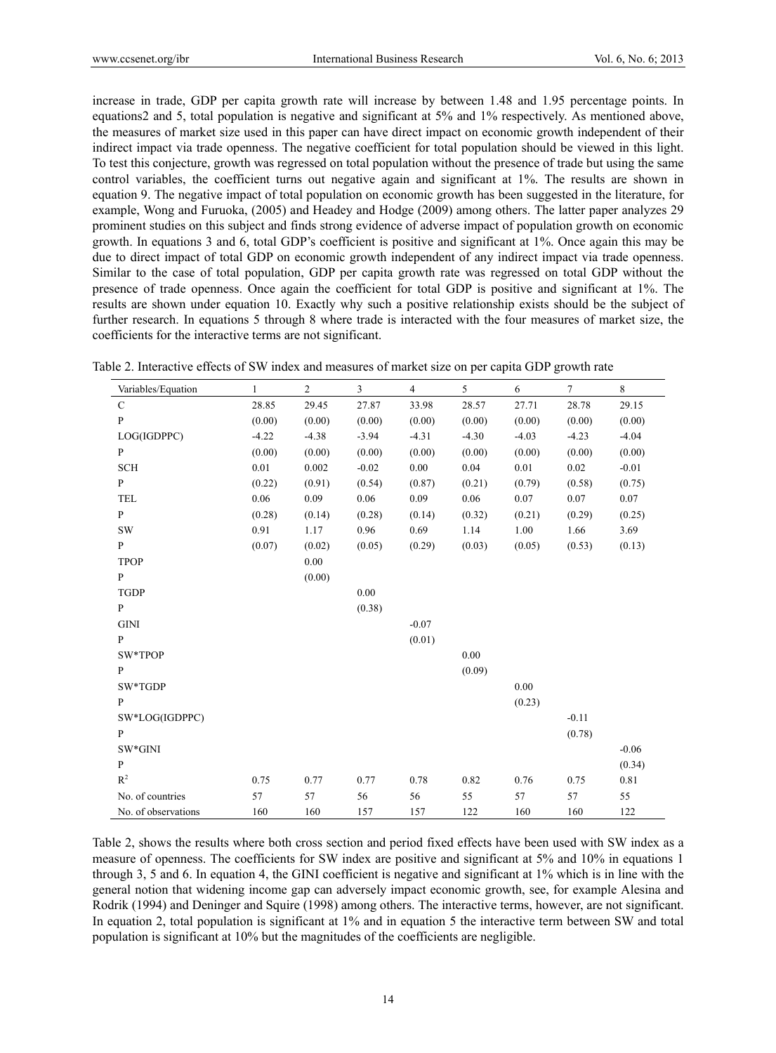increase in trade, GDP per capita growth rate will increase by between 1.48 and 1.95 percentage points. In equations2 and 5, total population is negative and significant at 5% and 1% respectively. As mentioned above, the measures of market size used in this paper can have direct impact on economic growth independent of their indirect impact via trade openness. The negative coefficient for total population should be viewed in this light. To test this conjecture, growth was regressed on total population without the presence of trade but using the same control variables, the coefficient turns out negative again and significant at 1%. The results are shown in equation 9. The negative impact of total population on economic growth has been suggested in the literature, for example, Wong and Furuoka, (2005) and Headey and Hodge (2009) among others. The latter paper analyzes 29 prominent studies on this subject and finds strong evidence of adverse impact of population growth on economic growth. In equations 3 and 6, total GDP's coefficient is positive and significant at 1%. Once again this may be due to direct impact of total GDP on economic growth independent of any indirect impact via trade openness. Similar to the case of total population, GDP per capita growth rate was regressed on total GDP without the presence of trade openness. Once again the coefficient for total GDP is positive and significant at 1%. The results are shown under equation 10. Exactly why such a positive relationship exists should be the subject of further research. In equations 5 through 8 where trade is interacted with the four measures of market size, the coefficients for the interactive terms are not significant.

Table 2. Interactive effects of SW index and measures of market size on per capita GDP growth rate

| Variables/Equation | 1 | 2 | 3 | 4 | 5 | 6 | 7 | 8 |
|---|---|---|---|---|---|---|---|---|
| C | 28.85 | 29.45 | 27.87 | 33.98 | 28.57 | 27.71 | 28.78 | 29.15 |
| P | (0.00) | (0.00) | (0.00) | (0.00) | (0.00) | (0.00) | (0.00) | (0.00) |
| LOG(IGDPPC) | -4.22 | -4.38 | -3.94 | -4.31 | -4.30 | -4.03 | -4.23 | -4.04 |
| P | (0.00) | (0.00) | (0.00) | (0.00) | (0.00) | (0.00) | (0.00) | (0.00) |
| SCH | 0.01 | 0.002 | -0.02 | 0.00 | 0.04 | 0.01 | 0.02 | -0.01 |
| P | (0.22) | (0.91) | (0.54) | (0.87) | (0.21) | (0.79) | (0.58) | (0.75) |
| TEL | 0.06 | 0.09 | 0.06 | 0.09 | 0.06 | 0.07 | 0.07 | 0.07 |
| P | (0.28) | (0.14) | (0.28) | (0.14) | (0.32) | (0.21) | (0.29) | (0.25) |
| SW | 0.91 | 1.17 | 0.96 | 0.69 | 1.14 | 1.00 | 1.66 | 3.69 |
| P | (0.07) | (0.02) | (0.05) | (0.29) | (0.03) | (0.05) | (0.53) | (0.13) |
| TPOP | | 0.00 | | | | | | |
| P | | (0.00) | | | | | | |
| TGDP | | | 0.00 | | | | | |
| P | | | (0.38) | | | | | |
| GINI | | | | -0.07 | | | | |
| P | | | | (0.01) | | | | |
| SW*TPOP | | | | | 0.00 | | | |
| P | | | | | (0.09) | | | |
| SW*TGDP | | | | | | 0.00 | | |
| P | | | | | | (0.23) | | |
| SW*LOG(IGDPPC) | | | | | | | -0.11 | |
| P | | | | | | | (0.78) | |
| SW*GINI | | | | | | | | -0.06 |
| P | | | | | | | | (0.34) |
| $R^2$ | 0.75 | 0.77 | 0.77 | 0.78 | 0.82 | 0.76 | 0.75 | 0.81 |
| No. of countries | 57 | 57 | 56 | 56 | 55 | 57 | 57 | 55 |
| No. of observations | 160 | 160 | 157 | 157 | 122 | 160 | 160 | 122 |

Table 2, shows the results where both cross section and period fixed effects have been used with SW index as a measure of openness. The coefficients for SW index are positive and significant at 5% and 10% in equations 1 through 3, 5 and 6. In equation 4, the GINI coefficient is negative and significant at 1% which is in line with the general notion that widening income gap can adversely impact economic growth, see, for example Alesina and Rodrik (1994) and Deninger and Squire (1998) among others. The interactive terms, however, are not significant. In equation 2, total population is significant at 1% and in equation 5 the interactive term between SW and total population is significant at 10% but the magnitudes of the coefficients are negligible.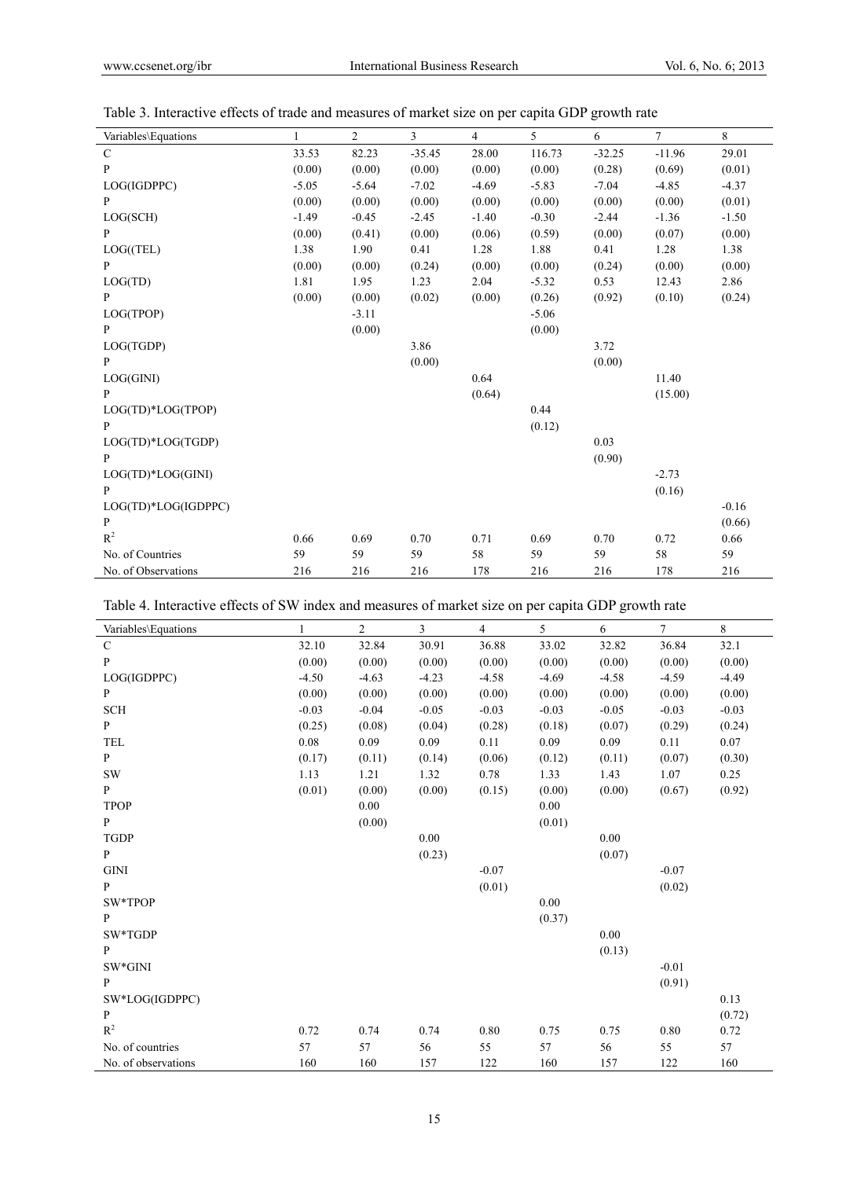Table 3. Interactive effects of trade and measures of market size on per capita GDP growth rate

| Variables\Equations | 1 | 2 | 3 | 4 | 5 | 6 | 7 | 8 |
|---|---|---|---|---|---|---|---|---|
| C | 33.53 | 82.23 | -35.45 | 28.00 | 116.73 | -32.25 | -11.96 | 29.01 |
| P | (0.00) | (0.00) | (0.00) | (0.00) | (0.00) | (0.28) | (0.69) | (0.01) |
| LOG(IGDPPC) | -5.05 | -5.64 | -7.02 | -4.69 | -5.83 | -7.04 | -4.85 | -4.37 |
| P | (0.00) | (0.00) | (0.00) | (0.00) | (0.00) | (0.00) | (0.00) | (0.01) |
| LOG(SCH) | -1.49 | -0.45 | -2.45 | -1.40 | -0.30 | -2.44 | -1.36 | -1.50 |
| P | (0.00) | (0.41) | (0.00) | (0.06) | (0.59) | (0.00) | (0.07) | (0.00) |
| LOG((TEL) | 1.38 | 1.90 | 0.41 | 1.28 | 1.88 | 0.41 | 1.28 | 1.38 |
| P | (0.00) | (0.00) | (0.24) | (0.00) | (0.00) | (0.24) | (0.00) | (0.00) |
| LOG(TD) | 1.81 | 1.95 | 1.23 | 2.04 | -5.32 | 0.53 | 12.43 | 2.86 |
| P | (0.00) | (0.00) | (0.02) | (0.00) | (0.26) | (0.92) | (0.10) | (0.24) |
| LOG(TPOP) | | -3.11 | | | -5.06 | | | |
| P | | (0.00) | | | (0.00) | | | |
| LOG(TGDP) | | | 3.86 | | | 3.72 | | |
| P | | | (0.00) | | | (0.00) | | |
| LOG(GINI) | | | | 0.64 | | | 11.40 | |
| P | | | | (0.64) | | | (15.00) | |
| LOG(TD)*LOG(TPOP) | | | | | 0.44 | | | |
| P | | | | | (0.12) | | | |
| LOG(TD)*LOG(TGDP) | | | | | | 0.03 | | |
| P | | | | | | (0.90) | | |
| LOG(TD)*LOG(GINI) | | | | | | | -2.73 | |
| P | | | | | | | (0.16) | |
| LOG(TD)*LOG(IGDPPC) | | | | | | | | -0.16 |
| P | | | | | | | | (0.66) |
| $R^2$ | 0.66 | 0.69 | 0.70 | 0.71 | 0.69 | 0.70 | 0.72 | 0.66 |
| No. of Countries | 59 | 59 | 59 | 58 | 59 | 59 | 58 | 59 |
| No. of Observations | 216 | 216 | 216 | 178 | 216 | 216 | 178 | 216 |

Table 4. Interactive effects of SW index and measures of market size on per capita GDP growth rate

| Variables\Equations | 1 | 2 | 3 | 4 | 5 | 6 | 7 | 8 |
|---|---|---|---|---|---|---|---|---|
| C | 32.10 | 32.84 | 30.91 | 36.88 | 33.02 | 32.82 | 36.84 | 32.1 |
| P | (0.00) | (0.00) | (0.00) | (0.00) | (0.00) | (0.00) | (0.00) | (0.00) |
| LOG(IGDPPC) | -4.50 | -4.63 | -4.23 | -4.58 | -4.69 | -4.58 | -4.59 | -4.49 |
| P | (0.00) | (0.00) | (0.00) | (0.00) | (0.00) | (0.00) | (0.00) | (0.00) |
| SCH | -0.03 | -0.04 | -0.05 | -0.03 | -0.03 | -0.05 | -0.03 | -0.03 |
| P | (0.25) | (0.08) | (0.04) | (0.28) | (0.18) | (0.07) | (0.29) | (0.24) |
| TEL | 0.08 | 0.09 | 0.09 | 0.11 | 0.09 | 0.09 | 0.11 | 0.07 |
| P | (0.17) | (0.11) | (0.14) | (0.06) | (0.12) | (0.11) | (0.07) | (0.30) |
| SW | 1.13 | 1.21 | 1.32 | 0.78 | 1.33 | 1.43 | 1.07 | 0.25 |
| P | (0.01) | (0.00) | (0.00) | (0.15) | (0.00) | (0.00) | (0.67) | (0.92) |
| TPOP | | 0.00 | | | 0.00 | | | |
| P | | (0.00) | | | (0.01) | | | |
| TGDP | | | 0.00 | | | 0.00 | | |
| P | | | (0.23) | | | (0.07) | | |
| GINI | | | | -0.07 | | | -0.07 | |
| P | | | | (0.01) | | | (0.02) | |
| SW*TPOP | | | | | 0.00 | | | |
| P | | | | | (0.37) | | | |
| SW*TGDP | | | | | | 0.00 | | |
| P | | | | | | (0.13) | | |
| SW*GINI | | | | | | | -0.01 | |
| P | | | | | | | (0.91) | |
| SW*LOG(IGDPPC) | | | | | | | | 0.13 |
| P | | | | | | | | (0.72) |
| $R^2$ | 0.72 | 0.74 | 0.74 | 0.80 | 0.75 | 0.75 | 0.80 | 0.72 |
| No. of countries | 57 | 57 | 56 | 55 | 57 | 56 | 55 | 57 |
| No. of observations | 160 | 160 | 157 | 122 | 160 | 157 | 122 | 160 |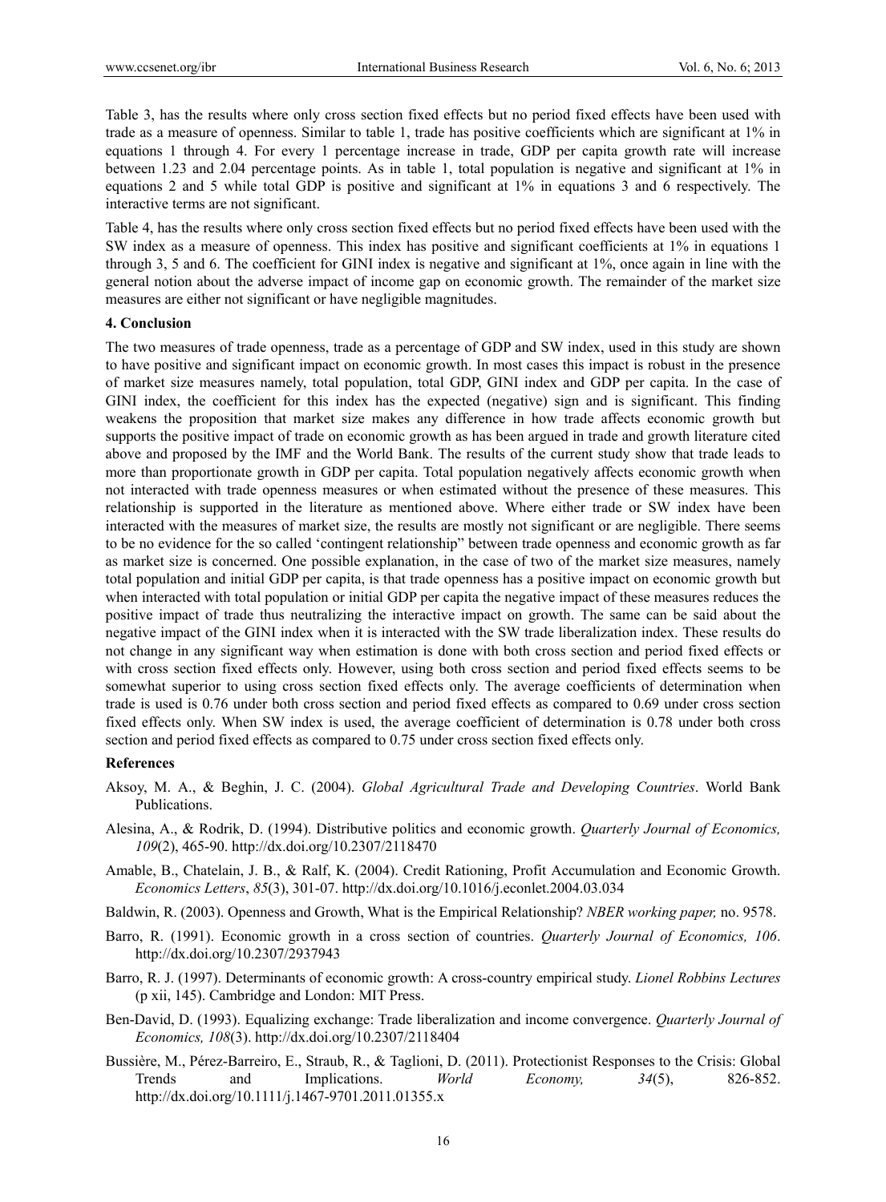Table 3, has the results where only cross section fixed effects but no period fixed effects have been used with trade as a measure of openness. Similar to table 1, trade has positive coefficients which are significant at 1% in equations 1 through 4. For every 1 percentage increase in trade, GDP per capita growth rate will increase between 1.23 and 2.04 percentage points. As in table 1, total population is negative and significant at 1% in equations 2 and 5 while total GDP is positive and significant at 1% in equations 3 and 6 respectively. The interactive terms are not significant.

Table 4, has the results where only cross section fixed effects but no period fixed effects have been used with the SW index as a measure of openness. This index has positive and significant coefficients at 1% in equations 1 through 3, 5 and 6. The coefficient for GINI index is negative and significant at 1%, once again in line with the general notion about the adverse impact of income gap on economic growth. The remainder of the market size measures are either not significant or have negligible magnitudes.

## 4. Conclusion

The two measures of trade openness, trade as a percentage of GDP and SW index, used in this study are shown to have positive and significant impact on economic growth. In most cases this impact is robust in the presence of market size measures namely, total population, total GDP, GINI index and GDP per capita. In the case of GINI index, the coefficient for this index has the expected (negative) sign and is significant. This finding weakens the proposition that market size makes any difference in how trade affects economic growth but supports the positive impact of trade on economic growth as has been argued in trade and growth literature cited above and proposed by the IMF and the World Bank. The results of the current study show that trade leads to more than proportionate growth in GDP per capita. Total population negatively affects economic growth when not interacted with trade openness measures or when estimated without the presence of these measures. This relationship is supported in the literature as mentioned above. Where either trade or SW index have been interacted with the measures of market size, the results are mostly not significant or are negligible. There seems to be no evidence for the so called 'contingent relationship" between trade openness and economic growth as far as market size is concerned. One possible explanation, in the case of two of the market size measures, namely total population and initial GDP per capita, is that trade openness has a positive impact on economic growth but when interacted with total population or initial GDP per capita the negative impact of these measures reduces the positive impact of trade thus neutralizing the interactive impact on growth. The same can be said about the negative impact of the GINI index when it is interacted with the SW trade liberalization index. These results do not change in any significant way when estimation is done with both cross section and period fixed effects or with cross section fixed effects only. However, using both cross section and period fixed effects seems to be somewhat superior to using cross section fixed effects only. The average coefficients of determination when trade is used is 0.76 under both cross section and period fixed effects as compared to 0.69 under cross section fixed effects only. When SW index is used, the average coefficient of determination is 0.78 under both cross section and period fixed effects as compared to 0.75 under cross section fixed effects only.

## References

Aksoy, M. A., & Beghin, J. C. (2004). *Global Agricultural Trade and Developing Countries*. World Bank Publications.

Alesina, A., & Rodrik, D. (1994). Distributive politics and economic growth. *Quarterly Journal of Economics, 109*(2), 465-90. http://dx.doi.org/10.2307/2118470

Amable, B., Chatelain, J. B., & Ralf, K. (2004). Credit Rationing, Profit Accumulation and Economic Growth. *Economics Letters*, *85*(3), 301-07. http://dx.doi.org/10.1016/j.econlet.2004.03.034

Baldwin, R. (2003). Openness and Growth, What is the Empirical Relationship? *NBER working paper,* no. 9578.

Barro, R. (1991). Economic growth in a cross section of countries. *Quarterly Journal of Economics, 106*. http://dx.doi.org/10.2307/2937943

Barro, R. J. (1997). Determinants of economic growth: A cross-country empirical study. *Lionel Robbins Lectures* (p xii, 145). Cambridge and London: MIT Press.

Ben-David, D. (1993). Equalizing exchange: Trade liberalization and income convergence. *Quarterly Journal of Economics, 108*(3). http://dx.doi.org/10.2307/2118404

Bussière, M., Pérez-Barreiro, E., Straub, R., & Taglioni, D. (2011). Protectionist Responses to the Crisis: Global Trends and Implications. *World Economy, 34*(5), 826-852. http://dx.doi.org/10.1111/j.1467-9701.2011.01355.x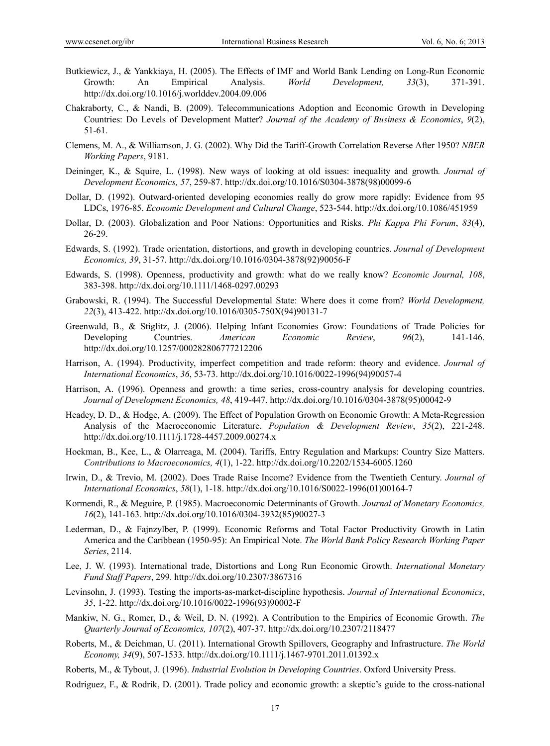Butkiewicz, J., & Yankkiaya, H. (2005). The Effects of IMF and World Bank Lending on Long-Run Economic Growth: An Empirical Analysis. *World Development, 33*(3), 371-391. http://dx.doi.org/10.1016/j.worlddev.2004.09.006

Chakraborty, C., & Nandi, B. (2009). Telecommunications Adoption and Economic Growth in Developing Countries: Do Levels of Development Matter? *Journal of the Academy of Business & Economics*, *9*(2), 51-61.

Clemens, M. A., & Williamson, J. G. (2002). Why Did the Tariff-Growth Correlation Reverse After 1950? *NBER Working Papers*, 9181.

Deininger, K., & Squire, L. (1998). New ways of looking at old issues: inequality and growth*. Journal of Development Economics, 57*, 259-87. http://dx.doi.org/10.1016/S0304-3878(98)00099-6

Dollar, D. (1992). Outward-oriented developing economies really do grow more rapidly: Evidence from 95 LDCs, 1976-85. *Economic Development and Cultural Change*, 523-544. http://dx.doi.org/10.1086/451959

Dollar, D. (2003). Globalization and Poor Nations: Opportunities and Risks. *Phi Kappa Phi Forum*, *83*(4), 26-29.

Edwards, S. (1992). Trade orientation, distortions, and growth in developing countries. *Journal of Development Economics, 39*, 31-57. http://dx.doi.org/10.1016/0304-3878(92)90056-F

Edwards, S. (1998). Openness, productivity and growth: what do we really know? *Economic Journal, 108*, 383-398. http://dx.doi.org/10.1111/1468-0297.00293

Grabowski, R. (1994). The Successful Developmental State: Where does it come from? *World Development, 22*(3), 413-422. http://dx.doi.org/10.1016/0305-750X(94)90131-7

Greenwald, B., & Stiglitz, J. (2006). Helping Infant Economies Grow: Foundations of Trade Policies for Developing Countries. *American Economic Review*, *96*(2), 141-146. http://dx.doi.org/10.1257/000282806777212206

Harrison, A. (1994). Productivity, imperfect competition and trade reform: theory and evidence. *Journal of International Economics*, *36*, 53-73. http://dx.doi.org/10.1016/0022-1996(94)90057-4

Harrison, A. (1996). Openness and growth: a time series, cross-country analysis for developing countries. *Journal of Development Economics, 48*, 419-447. http://dx.doi.org/10.1016/0304-3878(95)00042-9

Headey, D. D., & Hodge, A. (2009). The Effect of Population Growth on Economic Growth: A Meta-Regression Analysis of the Macroeconomic Literature. *Population & Development Review*, *35*(2), 221-248. http://dx.doi.org/10.1111/j.1728-4457.2009.00274.x

Hoekman, B., Kee, L., & Olarreaga, M. (2004). Tariffs, Entry Regulation and Markups: Country Size Matters. *Contributions to Macroeconomics, 4*(1), 1-22. http://dx.doi.org/10.2202/1534-6005.1260

Irwin, D., & Trevio, M. (2002). Does Trade Raise Income? Evidence from the Twentieth Century. *Journal of International Economics*, *58*(1), 1-18. http://dx.doi.org/10.1016/S0022-1996(01)00164-7

Kormendi, R., & Meguire, P. (1985). Macroeconomic Determinants of Growth. *Journal of Monetary Economics, 16*(2), 141-163. http://dx.doi.org/10.1016/0304-3932(85)90027-3

Lederman, D., & Fajnzylber, P. (1999). Economic Reforms and Total Factor Productivity Growth in Latin America and the Caribbean (1950-95): An Empirical Note. *The World Bank Policy Research Working Paper Series*, 2114.

Lee, J. W. (1993). International trade, Distortions and Long Run Economic Growth. *International Monetary Fund Staff Papers*, 299. http://dx.doi.org/10.2307/3867316

Levinsohn, J. (1993). Testing the imports-as-market-discipline hypothesis. *Journal of International Economics*, *35*, 1-22. http://dx.doi.org/10.1016/0022-1996(93)90002-F

Mankiw, N. G., Romer, D., & Weil, D. N. (1992). A Contribution to the Empirics of Economic Growth. *The Quarterly Journal of Economics, 107*(2), 407-37. http://dx.doi.org/10.2307/2118477

Roberts, M., & Deichman, U. (2011). International Growth Spillovers, Geography and Infrastructure. *The World Economy, 34*(9), 507-1533. http://dx.doi.org/10.1111/j.1467-9701.2011.01392.x

Roberts, M., & Tybout, J. (1996). *Industrial Evolution in Developing Countries*. Oxford University Press.

Rodriguez, F., & Rodrik, D. (2001). Trade policy and economic growth: a skeptic's guide to the cross-national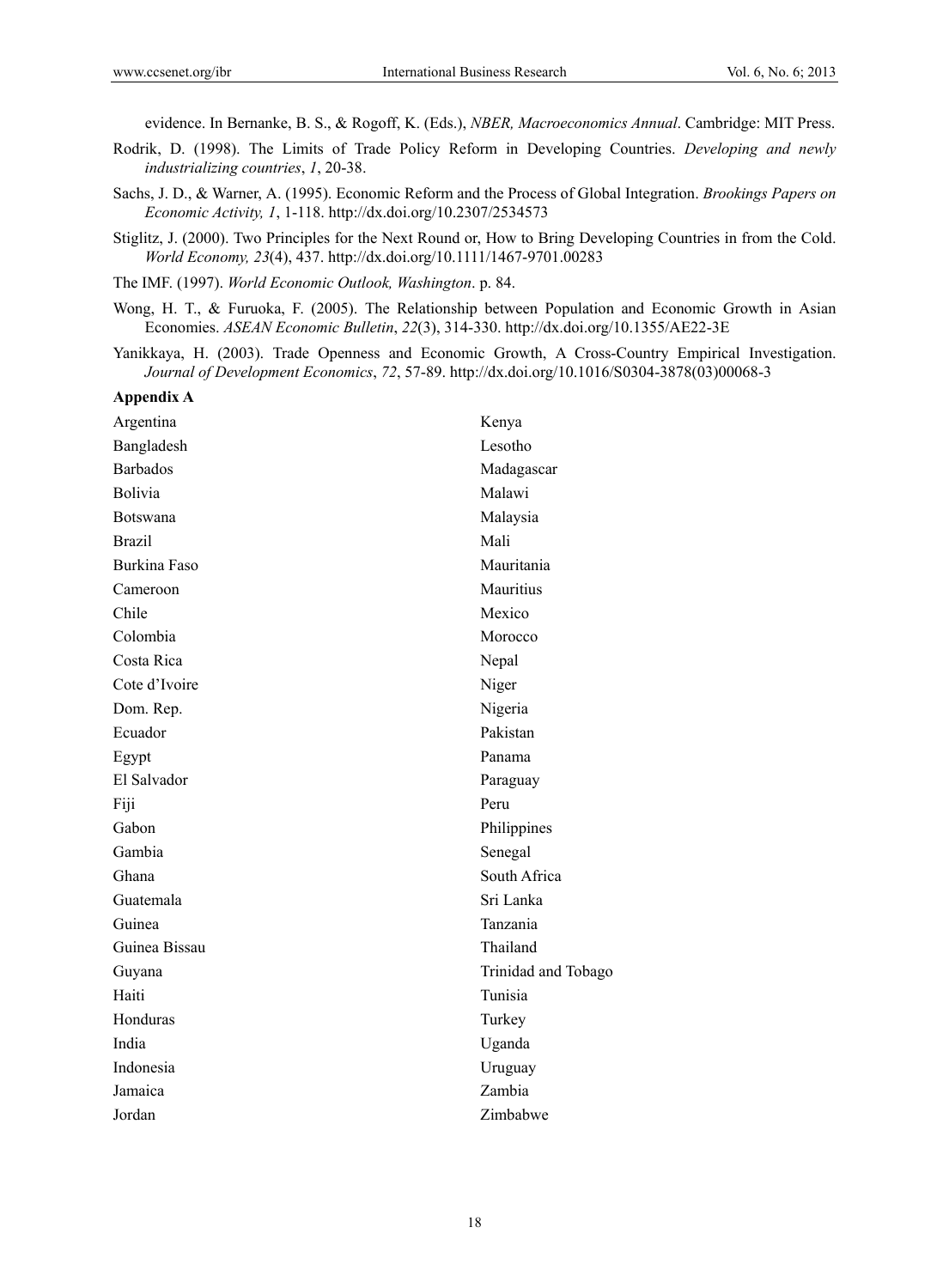evidence. In Bernanke, B. S., & Rogoff, K. (Eds.), *NBER, Macroeconomics Annual*. Cambridge: MIT Press.

Rodrik, D. (1998). The Limits of Trade Policy Reform in Developing Countries. *Developing and newly industrializing countries*, *1*, 20-38.

Sachs, J. D., & Warner, A. (1995). Economic Reform and the Process of Global Integration. *Brookings Papers on Economic Activity, 1*, 1-118. http://dx.doi.org/10.2307/2534573

Stiglitz, J. (2000). Two Principles for the Next Round or, How to Bring Developing Countries in from the Cold. *World Economy, 23*(4), 437. http://dx.doi.org/10.1111/1467-9701.00283

The IMF. (1997). *World Economic Outlook, Washington*. p. 84.

Wong, H. T., & Furuoka, F. (2005). The Relationship between Population and Economic Growth in Asian Economies. *ASEAN Economic Bulletin*, *22*(3), 314-330. http://dx.doi.org/10.1355/AE22-3E

Yanikkaya, H. (2003). Trade Openness and Economic Growth, A Cross-Country Empirical Investigation. *Journal of Development Economics*, *72*, 57-89. http://dx.doi.org/10.1016/S0304-3878(03)00068-3

**Appendix A**

| | |
|---|---|
| Argentina | Kenya |
| Bangladesh | Lesotho |
| Barbados | Madagascar |
| Bolivia | Malawi |
| Botswana | Malaysia |
| Brazil | Mali |
| Burkina Faso | Mauritania |
| Cameroon | Mauritius |
| Chile | Mexico |
| Colombia | Morocco |
| Costa Rica | Nepal |
| Cote d'Ivoire | Niger |
| Dom. Rep. | Nigeria |
| Ecuador | Pakistan |
| Egypt | Panama |
| El Salvador | Paraguay |
| Fiji | Peru |
| Gabon | Philippines |
| Gambia | Senegal |
| Ghana | South Africa |
| Guatemala | Sri Lanka |
| Guinea | Tanzania |
| Guinea Bissau | Thailand |
| Guyana | Trinidad and Tobago |
| Haiti | Tunisia |
| Honduras | Turkey |
| India | Uganda |
| Indonesia | Uruguay |
| Jamaica | Zambia |
| Jordan | Zimbabwe |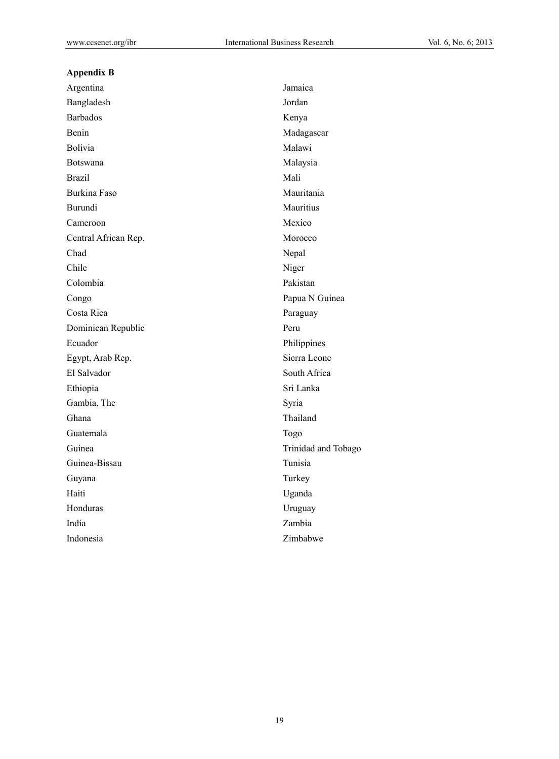**Appendix B**

Argentina

Bangladesh

Barbados

Benin

Bolivia

Botswana

Brazil

Burkina Faso

Burundi

Cameroon

Central African Rep.

Chad

Chile

Colombia

Congo

Costa Rica

Dominican Republic

Ecuador

Egypt, Arab Rep.

El Salvador

Ethiopia

Gambia, The

Ghana

Guatemala

Guinea

Guinea-Bissau

Guyana

Haiti

Honduras

India

Indonesia

Jamaica

Jordan

Kenya

Madagascar

Malawi

Malaysia

Mali

Mauritania

Mauritius

Mexico

Morocco

Nepal

Niger

Pakistan

Papua N Guinea

Paraguay

Peru

Philippines

Sierra Leone

South Africa

Sri Lanka

Syria

Thailand

Togo

Trinidad and Tobago

Tunisia

Turkey

Uganda

Uruguay

Zambia

Zimbabwe